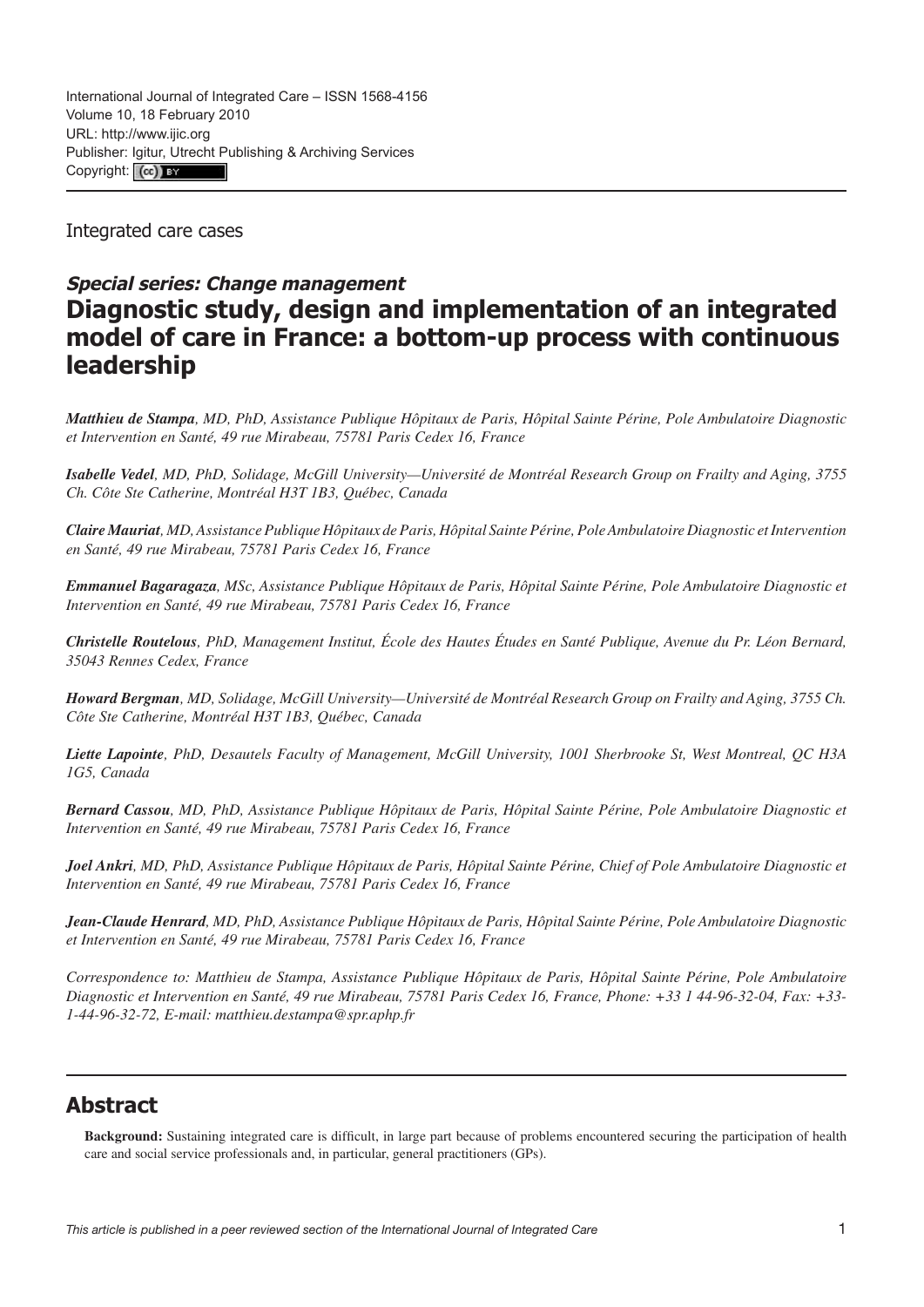International Journal of Integrated Care – ISSN 1568-4156
Volume 10, 18 February 2010
URL: http://www.ijic.org
Publisher: Igitur, Utrecht Publishing & Archiving Services
Copyright: (cc) BY

Integrated care cases

***Special series: Change management***

# Diagnostic study, design and implementation of an integrated model of care in France: a bottom-up process with continuous leadership

***Matthieu de Stampa****, MD, PhD, Assistance Publique Hôpitaux de Paris, Hôpital Sainte Périne, Pole Ambulatoire Diagnostic et Intervention en Santé, 49 rue Mirabeau, 75781 Paris Cedex 16, France*

***Isabelle Vedel****, MD, PhD, Solidage, McGill University—Université de Montréal Research Group on Frailty and Aging, 3755 Ch. Côte Ste Catherine, Montréal H3T 1B3, Québec, Canada*

***Claire Mauriat****, MD, Assistance Publique Hôpitaux de Paris, Hôpital Sainte Périne, Pole Ambulatoire Diagnostic et Intervention en Santé, 49 rue Mirabeau, 75781 Paris Cedex 16, France*

***Emmanuel Bagaragaza****, MSc, Assistance Publique Hôpitaux de Paris, Hôpital Sainte Périne, Pole Ambulatoire Diagnostic et Intervention en Santé, 49 rue Mirabeau, 75781 Paris Cedex 16, France*

***Christelle Routelous****, PhD, Management Institut, École des Hautes Études en Santé Publique, Avenue du Pr. Léon Bernard, 35043 Rennes Cedex, France*

***Howard Bergman****, MD, Solidage, McGill University—Université de Montréal Research Group on Frailty and Aging, 3755 Ch. Côte Ste Catherine, Montréal H3T 1B3, Québec, Canada*

***Liette Lapointe****, PhD, Desautels Faculty of Management, McGill University, 1001 Sherbrooke St, West Montreal, QC H3A 1G5, Canada*

***Bernard Cassou****, MD, PhD, Assistance Publique Hôpitaux de Paris, Hôpital Sainte Périne, Pole Ambulatoire Diagnostic et Intervention en Santé, 49 rue Mirabeau, 75781 Paris Cedex 16, France*

***Joel Ankri****, MD, PhD, Assistance Publique Hôpitaux de Paris, Hôpital Sainte Périne, Chief of Pole Ambulatoire Diagnostic et Intervention en Santé, 49 rue Mirabeau, 75781 Paris Cedex 16, France*

***Jean-Claude Henrard****, MD, PhD, Assistance Publique Hôpitaux de Paris, Hôpital Sainte Périne, Pole Ambulatoire Diagnostic et Intervention en Santé, 49 rue Mirabeau, 75781 Paris Cedex 16, France*

*Correspondence to: Matthieu de Stampa, Assistance Publique Hôpitaux de Paris, Hôpital Sainte Périne, Pole Ambulatoire Diagnostic et Intervention en Santé, 49 rue Mirabeau, 75781 Paris Cedex 16, France, Phone: +33 1 44-96-32-04, Fax: +33-1-44-96-32-72, E-mail: matthieu.destampa@spr.aphp.fr*

## Abstract

**Background:** Sustaining integrated care is difficult, in large part because of problems encountered securing the participation of health care and social service professionals and, in particular, general practitioners (GPs).

*This article is published in a peer reviewed section of the International Journal of Integrated Care*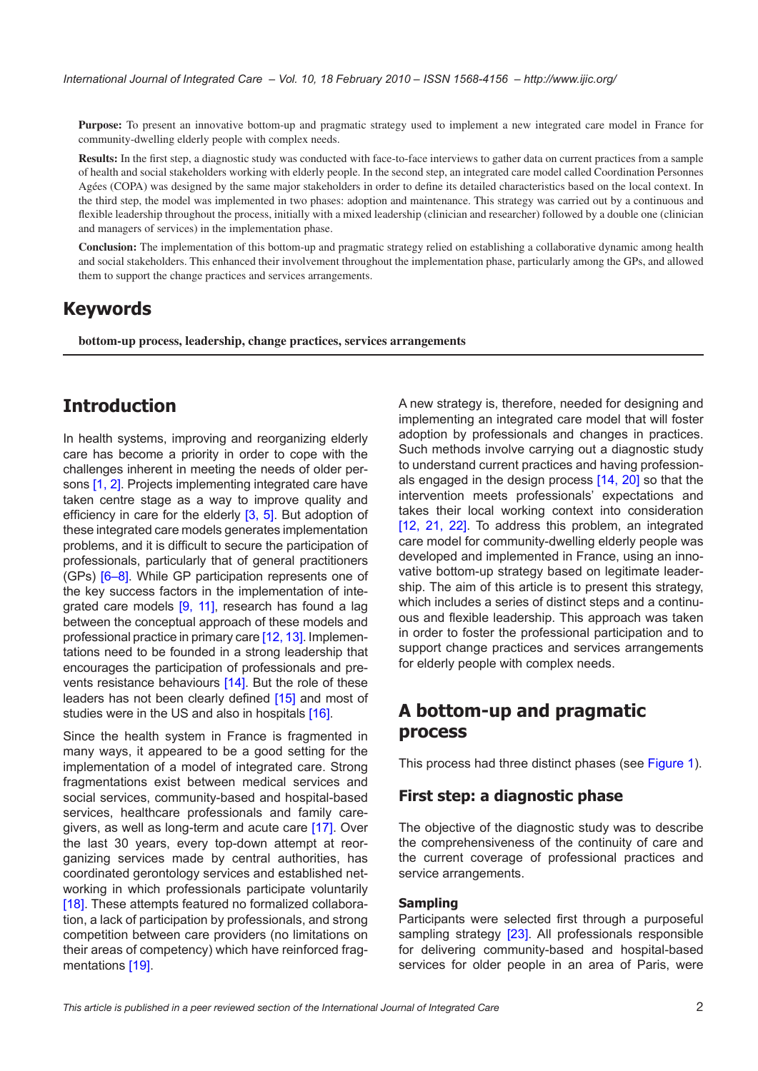**Purpose:** To present an innovative bottom-up and pragmatic strategy used to implement a new integrated care model in France for community-dwelling elderly people with complex needs.

**Results:** In the first step, a diagnostic study was conducted with face-to-face interviews to gather data on current practices from a sample of health and social stakeholders working with elderly people. In the second step, an integrated care model called Coordination Personnes Agées (COPA) was designed by the same major stakeholders in order to define its detailed characteristics based on the local context. In the third step, the model was implemented in two phases: adoption and maintenance. This strategy was carried out by a continuous and flexible leadership throughout the process, initially with a mixed leadership (clinician and researcher) followed by a double one (clinician and managers of services) in the implementation phase.

**Conclusion:** The implementation of this bottom-up and pragmatic strategy relied on establishing a collaborative dynamic among health and social stakeholders. This enhanced their involvement throughout the implementation phase, particularly among the GPs, and allowed them to support the change practices and services arrangements.

## Keywords

**bottom-up process, leadership, change practices, services arrangements**

## Introduction

In health systems, improving and reorganizing elderly care has become a priority in order to cope with the challenges inherent in meeting the needs of older persons [1, 2]. Projects implementing integrated care have taken centre stage as a way to improve quality and efficiency in care for the elderly [3, 5]. But adoption of these integrated care models generates implementation problems, and it is difficult to secure the participation of professionals, particularly that of general practitioners (GPs) [6–8]. While GP participation represents one of the key success factors in the implementation of integrated care models [9, 11], research has found a lag between the conceptual approach of these models and professional practice in primary care [12, 13]. Implementations need to be founded in a strong leadership that encourages the participation of professionals and prevents resistance behaviours [14]. But the role of these leaders has not been clearly defined [15] and most of studies were in the US and also in hospitals [16].

Since the health system in France is fragmented in many ways, it appeared to be a good setting for the implementation of a model of integrated care. Strong fragmentations exist between medical services and social services, community-based and hospital-based services, healthcare professionals and family caregivers, as well as long-term and acute care [17]. Over the last 30 years, every top-down attempt at reorganizing services made by central authorities, has coordinated gerontology services and established networking in which professionals participate voluntarily [18]. These attempts featured no formalized collaboration, a lack of participation by professionals, and strong competition between care providers (no limitations on their areas of competency) which have reinforced fragmentations [19].

A new strategy is, therefore, needed for designing and implementing an integrated care model that will foster adoption by professionals and changes in practices. Such methods involve carrying out a diagnostic study to understand current practices and having professionals engaged in the design process [14, 20] so that the intervention meets professionals' expectations and takes their local working context into consideration [12, 21, 22]. To address this problem, an integrated care model for community-dwelling elderly people was developed and implemented in France, using an innovative bottom-up strategy based on legitimate leadership. The aim of this article is to present this strategy, which includes a series of distinct steps and a continuous and flexible leadership. This approach was taken in order to foster the professional participation and to support change practices and services arrangements for elderly people with complex needs.

## A bottom-up and pragmatic process

This process had three distinct phases (see Figure 1).

### First step: a diagnostic phase

The objective of the diagnostic study was to describe the comprehensiveness of the continuity of care and the current coverage of professional practices and service arrangements.

#### Sampling

Participants were selected first through a purposeful sampling strategy [23]. All professionals responsible for delivering community-based and hospital-based services for older people in an area of Paris, were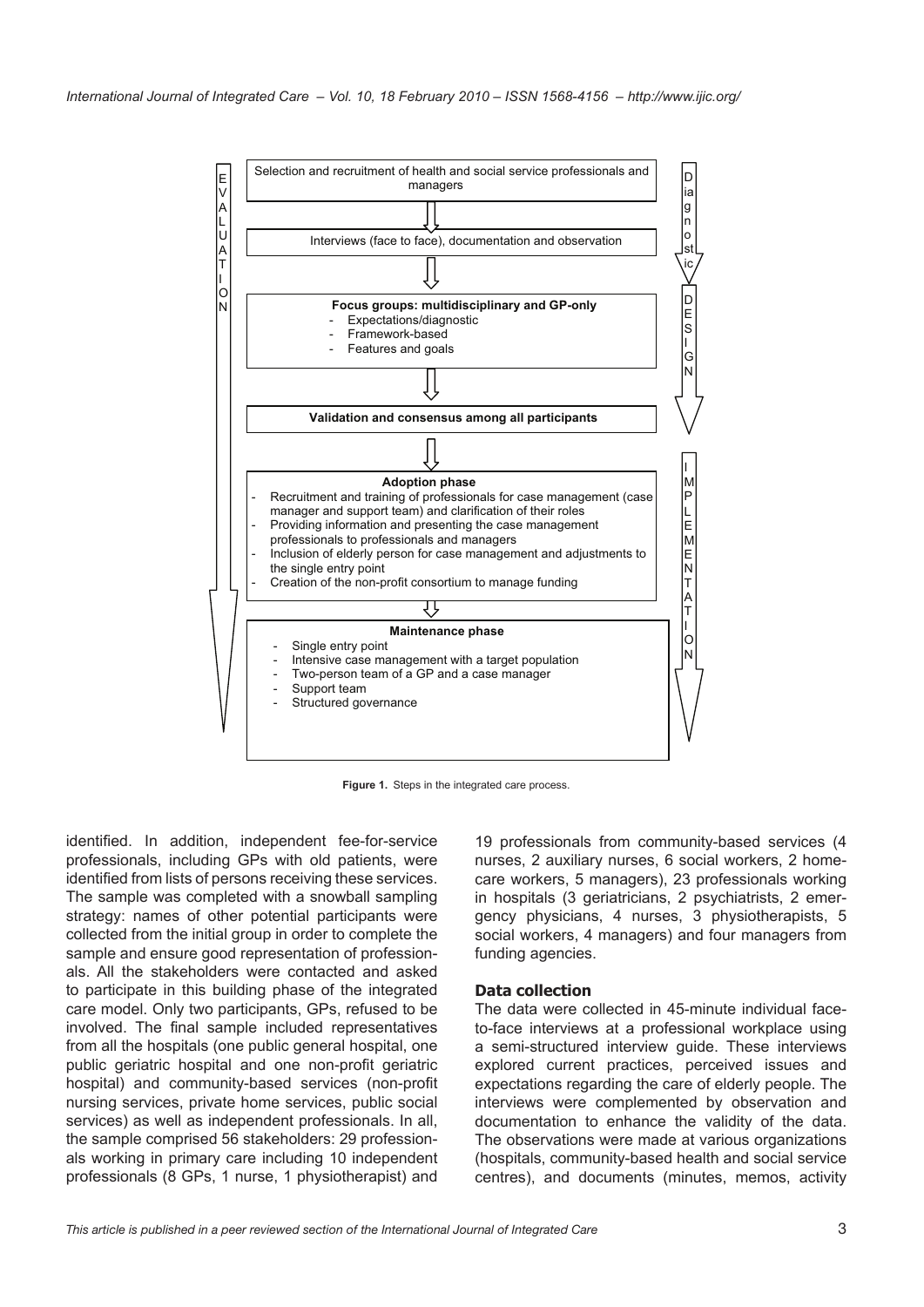Selection and recruitment of health and social service professionals and managers

Interviews (face to face), documentation and observation

**Focus groups: multidisciplinary and GP-only**

- Expectations/diagnostic
- Framework-based
- Features and goals

**Validation and consensus among all participants**

**Adoption phase**

- Recruitment and training of professionals for case management (case manager and support team) and clarification of their roles
- Providing information and presenting the case management professionals to professionals and managers
- Inclusion of elderly person for case management and adjustments to the single entry point
- Creation of the non-profit consortium to manage funding

**Maintenance phase**

- Single entry point
- Intensive case management with a target population
- Two-person team of a GP and a case manager
- Support team
- Structured governance

EVALUATION — Diagnostic — DESIGN — IMPLEMENTATION

**Figure 1.** Steps in the integrated care process.

identified. In addition, independent fee-for-service professionals, including GPs with old patients, were identified from lists of persons receiving these services. The sample was completed with a snowball sampling strategy: names of other potential participants were collected from the initial group in order to complete the sample and ensure good representation of professionals. All the stakeholders were contacted and asked to participate in this building phase of the integrated care model. Only two participants, GPs, refused to be involved. The final sample included representatives from all the hospitals (one public general hospital, one public geriatric hospital and one non-profit geriatric hospital) and community-based services (non-profit nursing services, private home services, public social services) as well as independent professionals. In all, the sample comprised 56 stakeholders: 29 professionals working in primary care including 10 independent professionals (8 GPs, 1 nurse, 1 physiotherapist) and 19 professionals from community-based services (4 nurses, 2 auxiliary nurses, 6 social workers, 2 home-care workers, 5 managers), 23 professionals working in hospitals (3 geriatricians, 2 psychiatrists, 2 emergency physicians, 4 nurses, 3 physiotherapists, 5 social workers, 4 managers) and four managers from funding agencies.

### Data collection

The data were collected in 45-minute individual face-to-face interviews at a professional workplace using a semi-structured interview guide. These interviews explored current practices, perceived issues and expectations regarding the care of elderly people. The interviews were complemented by observation and documentation to enhance the validity of the data. The observations were made at various organizations (hospitals, community-based health and social service centres), and documents (minutes, memos, activity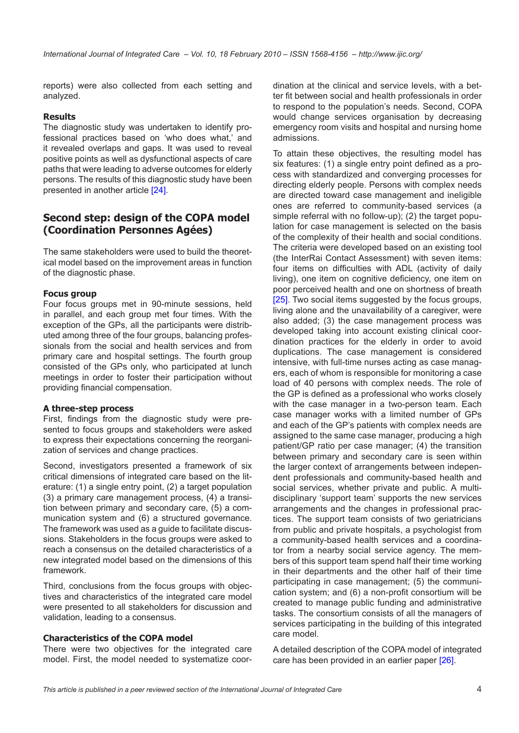reports) were also collected from each setting and analyzed.

### Results

The diagnostic study was undertaken to identify professional practices based on 'who does what,' and it revealed overlaps and gaps. It was used to reveal positive points as well as dysfunctional aspects of care paths that were leading to adverse outcomes for elderly persons. The results of this diagnostic study have been presented in another article [24].

## Second step: design of the COPA model (Coordination Personnes Agées)

The same stakeholders were used to build the theoretical model based on the improvement areas in function of the diagnostic phase.

### Focus group

Four focus groups met in 90-minute sessions, held in parallel, and each group met four times. With the exception of the GPs, all the participants were distributed among three of the four groups, balancing professionals from the social and health services and from primary care and hospital settings. The fourth group consisted of the GPs only, who participated at lunch meetings in order to foster their participation without providing financial compensation.

### A three-step process

First, findings from the diagnostic study were presented to focus groups and stakeholders were asked to express their expectations concerning the reorganization of services and change practices.

Second, investigators presented a framework of six critical dimensions of integrated care based on the literature: (1) a single entry point, (2) a target population (3) a primary care management process, (4) a transition between primary and secondary care, (5) a communication system and (6) a structured governance. The framework was used as a guide to facilitate discussions. Stakeholders in the focus groups were asked to reach a consensus on the detailed characteristics of a new integrated model based on the dimensions of this framework.

Third, conclusions from the focus groups with objectives and characteristics of the integrated care model were presented to all stakeholders for discussion and validation, leading to a consensus.

### Characteristics of the COPA model

There were two objectives for the integrated care model. First, the model needed to systematize coordination at the clinical and service levels, with a better fit between social and health professionals in order to respond to the population's needs. Second, COPA would change services organisation by decreasing emergency room visits and hospital and nursing home admissions.

To attain these objectives, the resulting model has six features: (1) a single entry point defined as a process with standardized and converging processes for directing elderly people. Persons with complex needs are directed toward case management and ineligible ones are referred to community-based services (a simple referral with no follow-up); (2) the target population for case management is selected on the basis of the complexity of their health and social conditions. The criteria were developed based on an existing tool (the InterRai Contact Assessment) with seven items: four items on difficulties with ADL (activity of daily living), one item on cognitive deficiency, one item on poor perceived health and one on shortness of breath [25]. Two social items suggested by the focus groups, living alone and the unavailability of a caregiver, were also added; (3) the case management process was developed taking into account existing clinical coordination practices for the elderly in order to avoid duplications. The case management is considered intensive, with full-time nurses acting as case managers, each of whom is responsible for monitoring a case load of 40 persons with complex needs. The role of the GP is defined as a professional who works closely with the case manager in a two-person team. Each case manager works with a limited number of GPs and each of the GP's patients with complex needs are assigned to the same case manager, producing a high patient/GP ratio per case manager; (4) the transition between primary and secondary care is seen within the larger context of arrangements between independent professionals and community-based health and social services, whether private and public. A multidisciplinary 'support team' supports the new services arrangements and the changes in professional practices. The support team consists of two geriatricians from public and private hospitals, a psychologist from a community-based health services and a coordinator from a nearby social service agency. The members of this support team spend half their time working in their departments and the other half of their time participating in case management; (5) the communication system; and (6) a non-profit consortium will be created to manage public funding and administrative tasks. The consortium consists of all the managers of services participating in the building of this integrated care model.

A detailed description of the COPA model of integrated care has been provided in an earlier paper [26].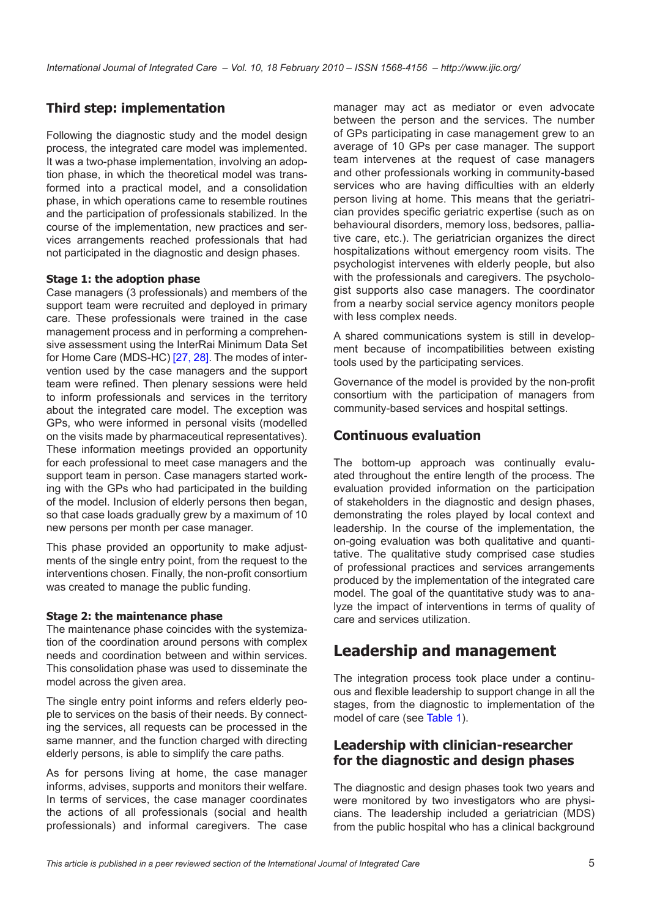### Third step: implementation

Following the diagnostic study and the model design process, the integrated care model was implemented. It was a two-phase implementation, involving an adoption phase, in which the theoretical model was transformed into a practical model, and a consolidation phase, in which operations came to resemble routines and the participation of professionals stabilized. In the course of the implementation, new practices and services arrangements reached professionals that had not participated in the diagnostic and design phases.

**Stage 1: the adoption phase**

Case managers (3 professionals) and members of the support team were recruited and deployed in primary care. These professionals were trained in the case management process and in performing a comprehensive assessment using the InterRai Minimum Data Set for Home Care (MDS-HC) [27, 28]. The modes of intervention used by the case managers and the support team were refined. Then plenary sessions were held to inform professionals and services in the territory about the integrated care model. The exception was GPs, who were informed in personal visits (modelled on the visits made by pharmaceutical representatives). These information meetings provided an opportunity for each professional to meet case managers and the support team in person. Case managers started working with the GPs who had participated in the building of the model. Inclusion of elderly persons then began, so that case loads gradually grew by a maximum of 10 new persons per month per case manager.

This phase provided an opportunity to make adjustments of the single entry point, from the request to the interventions chosen. Finally, the non-profit consortium was created to manage the public funding.

**Stage 2: the maintenance phase**

The maintenance phase coincides with the systemization of the coordination around persons with complex needs and coordination between and within services. This consolidation phase was used to disseminate the model across the given area.

The single entry point informs and refers elderly people to services on the basis of their needs. By connecting the services, all requests can be processed in the same manner, and the function charged with directing elderly persons, is able to simplify the care paths.

As for persons living at home, the case manager informs, advises, supports and monitors their welfare. In terms of services, the case manager coordinates the actions of all professionals (social and health professionals) and informal caregivers. The case manager may act as mediator or even advocate between the person and the services. The number of GPs participating in case management grew to an average of 10 GPs per case manager. The support team intervenes at the request of case managers and other professionals working in community-based services who are having difficulties with an elderly person living at home. This means that the geriatrician provides specific geriatric expertise (such as on behavioural disorders, memory loss, bedsores, palliative care, etc.). The geriatrician organizes the direct hospitalizations without emergency room visits. The psychologist intervenes with elderly people, but also with the professionals and caregivers. The psychologist supports also case managers. The coordinator from a nearby social service agency monitors people with less complex needs.

A shared communications system is still in development because of incompatibilities between existing tools used by the participating services.

Governance of the model is provided by the non-profit consortium with the participation of managers from community-based services and hospital settings.

### Continuous evaluation

The bottom-up approach was continually evaluated throughout the entire length of the process. The evaluation provided information on the participation of stakeholders in the diagnostic and design phases, demonstrating the roles played by local context and leadership. In the course of the implementation, the on-going evaluation was both qualitative and quantitative. The qualitative study comprised case studies of professional practices and services arrangements produced by the implementation of the integrated care model. The goal of the quantitative study was to analyze the impact of interventions in terms of quality of care and services utilization.

## Leadership and management

The integration process took place under a continuous and flexible leadership to support change in all the stages, from the diagnostic to implementation of the model of care (see Table 1).

### Leadership with clinician-researcher for the diagnostic and design phases

The diagnostic and design phases took two years and were monitored by two investigators who are physicians. The leadership included a geriatrician (MDS) from the public hospital who has a clinical background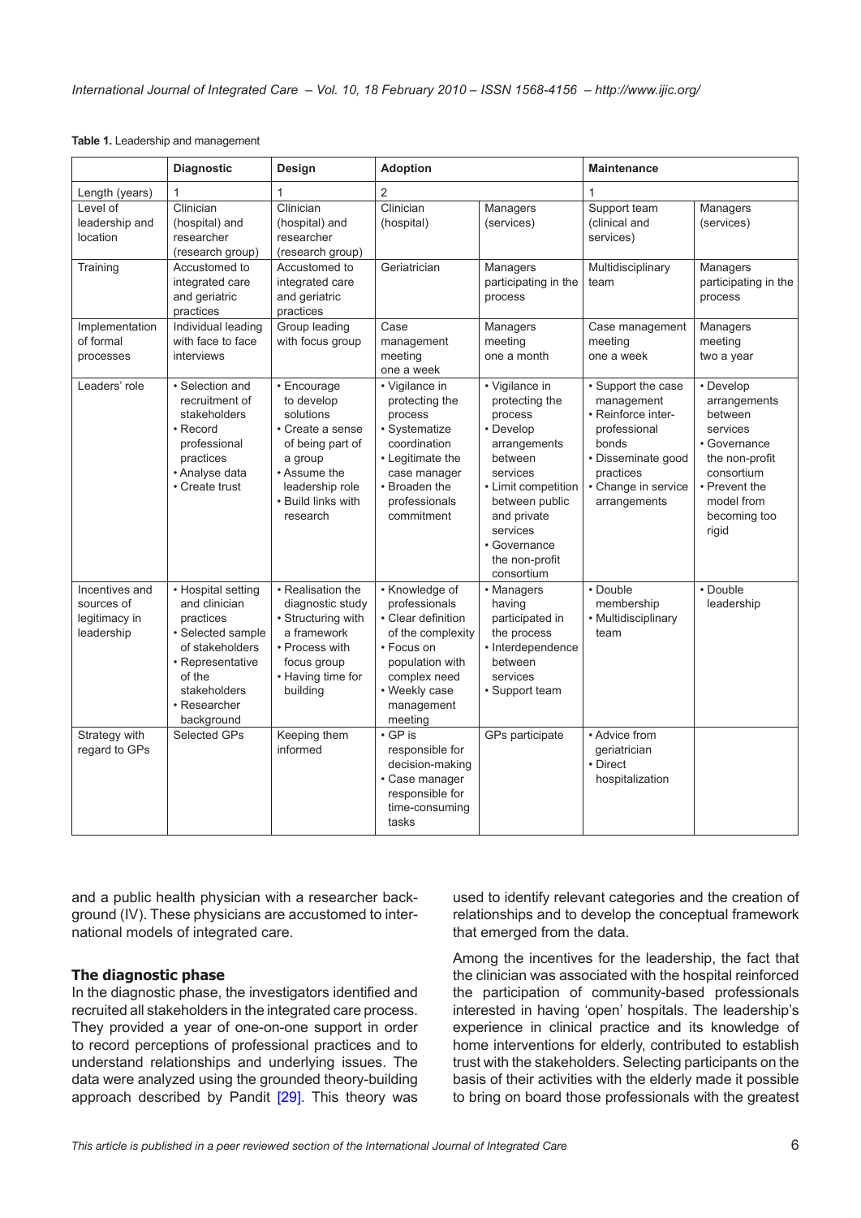**Table 1.** Leadership and management

| | Diagnostic | Design | Adoption | | Maintenance | |
|---|---|---|---|---|---|---|
| Length (years) | 1 | 1 | 2 | | 1 | |
| Level of leadership and location | Clinician (hospital) and researcher (research group) | Clinician (hospital) and researcher (research group) | Clinician (hospital) | Managers (services) | Support team (clinical and services) | Managers (services) |
| Training | Accustomed to integrated care and geriatric practices | Accustomed to integrated care and geriatric practices | Geriatrician | Managers participating in the process | Multidisciplinary team | Managers participating in the process |
| Implementation of formal processes | Individual leading with face to face interviews | Group leading with focus group | Case management meeting one a week | Managers meeting one a month | Case management meeting one a week | Managers meeting two a year |
| Leaders' role | • Selection and recruitment of stakeholders • Record professional practices • Analyse data • Create trust | • Encourage to develop solutions • Create a sense of being part of a group • Assume the leadership role • Build links with research | • Vigilance in protecting the process • Systematize coordination • Legitimate the case manager • Broaden the professionals commitment | • Vigilance in protecting the process • Develop arrangements between services • Limit competition between public and private services • Governance the non-profit consortium | • Support the case management • Reinforce inter-professional bonds • Disseminate good practices • Change in service arrangements | • Develop arrangements between services • Governance the non-profit consortium • Prevent the model from becoming too rigid |
| Incentives and sources of legitimacy in leadership | • Hospital setting and clinician practices • Selected sample of stakeholders • Representative of the stakeholders • Researcher background | • Realisation the diagnostic study • Structuring with a framework • Process with focus group • Having time for building | • Knowledge of professionals • Clear definition of the complexity • Focus on population with complex need • Weekly case management meeting | • Managers having participated in the process • Interdependence between services • Support team | • Double membership • Multidisciplinary team | • Double leadership |
| Strategy with regard to GPs | Selected GPs | Keeping them informed | • GP is responsible for decision-making • Case manager responsible for time-consuming tasks | GPs participate | • Advice from geriatrician • Direct hospitalization | |

and a public health physician with a researcher background (IV). These physicians are accustomed to international models of integrated care.

### The diagnostic phase

In the diagnostic phase, the investigators identified and recruited all stakeholders in the integrated care process. They provided a year of one-on-one support in order to record perceptions of professional practices and to understand relationships and underlying issues. The data were analyzed using the grounded theory-building approach described by Pandit [29]. This theory was used to identify relevant categories and the creation of relationships and to develop the conceptual framework that emerged from the data.

Among the incentives for the leadership, the fact that the clinician was associated with the hospital reinforced the participation of community-based professionals interested in having 'open' hospitals. The leadership's experience in clinical practice and its knowledge of home interventions for elderly, contributed to establish trust with the stakeholders. Selecting participants on the basis of their activities with the elderly made it possible to bring on board those professionals with the greatest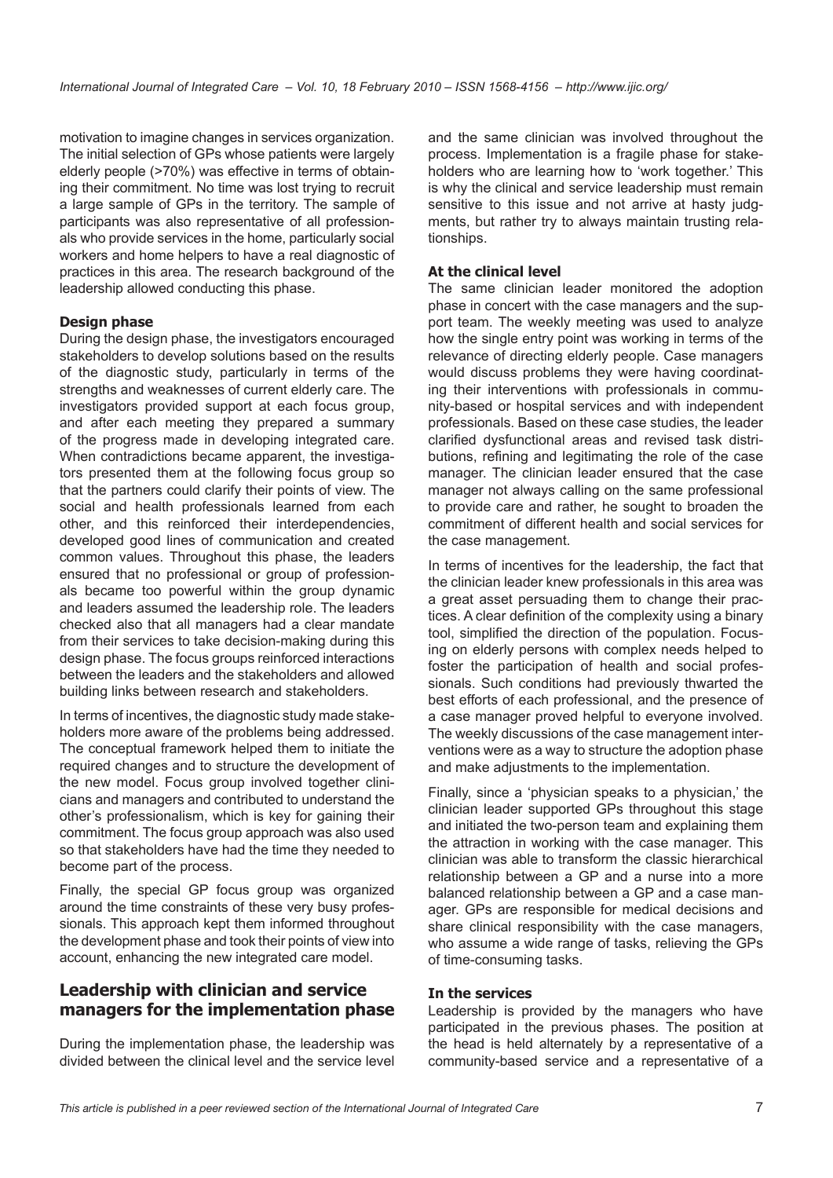motivation to imagine changes in services organization. The initial selection of GPs whose patients were largely elderly people (>70%) was effective in terms of obtaining their commitment. No time was lost trying to recruit a large sample of GPs in the territory. The sample of participants was also representative of all professionals who provide services in the home, particularly social workers and home helpers to have a real diagnostic of practices in this area. The research background of the leadership allowed conducting this phase.

#### Design phase

During the design phase, the investigators encouraged stakeholders to develop solutions based on the results of the diagnostic study, particularly in terms of the strengths and weaknesses of current elderly care. The investigators provided support at each focus group, and after each meeting they prepared a summary of the progress made in developing integrated care. When contradictions became apparent, the investigators presented them at the following focus group so that the partners could clarify their points of view. The social and health professionals learned from each other, and this reinforced their interdependencies, developed good lines of communication and created common values. Throughout this phase, the leaders ensured that no professional or group of professionals became too powerful within the group dynamic and leaders assumed the leadership role. The leaders checked also that all managers had a clear mandate from their services to take decision-making during this design phase. The focus groups reinforced interactions between the leaders and the stakeholders and allowed building links between research and stakeholders.

In terms of incentives, the diagnostic study made stakeholders more aware of the problems being addressed. The conceptual framework helped them to initiate the required changes and to structure the development of the new model. Focus group involved together clinicians and managers and contributed to understand the other's professionalism, which is key for gaining their commitment. The focus group approach was also used so that stakeholders have had the time they needed to become part of the process.

Finally, the special GP focus group was organized around the time constraints of these very busy professionals. This approach kept them informed throughout the development phase and took their points of view into account, enhancing the new integrated care model.

## Leadership with clinician and service managers for the implementation phase

During the implementation phase, the leadership was divided between the clinical level and the service level and the same clinician was involved throughout the process. Implementation is a fragile phase for stakeholders who are learning how to 'work together.' This is why the clinical and service leadership must remain sensitive to this issue and not arrive at hasty judgments, but rather try to always maintain trusting relationships.

#### At the clinical level

The same clinician leader monitored the adoption phase in concert with the case managers and the support team. The weekly meeting was used to analyze how the single entry point was working in terms of the relevance of directing elderly people. Case managers would discuss problems they were having coordinating their interventions with professionals in community-based or hospital services and with independent professionals. Based on these case studies, the leader clarified dysfunctional areas and revised task distributions, refining and legitimating the role of the case manager. The clinician leader ensured that the case manager not always calling on the same professional to provide care and rather, he sought to broaden the commitment of different health and social services for the case management.

In terms of incentives for the leadership, the fact that the clinician leader knew professionals in this area was a great asset persuading them to change their practices. A clear definition of the complexity using a binary tool, simplified the direction of the population. Focusing on elderly persons with complex needs helped to foster the participation of health and social professionals. Such conditions had previously thwarted the best efforts of each professional, and the presence of a case manager proved helpful to everyone involved. The weekly discussions of the case management interventions were as a way to structure the adoption phase and make adjustments to the implementation.

Finally, since a 'physician speaks to a physician,' the clinician leader supported GPs throughout this stage and initiated the two-person team and explaining them the attraction in working with the case manager. This clinician was able to transform the classic hierarchical relationship between a GP and a nurse into a more balanced relationship between a GP and a case manager. GPs are responsible for medical decisions and share clinical responsibility with the case managers, who assume a wide range of tasks, relieving the GPs of time-consuming tasks.

#### In the services

Leadership is provided by the managers who have participated in the previous phases. The position at the head is held alternately by a representative of a community-based service and a representative of a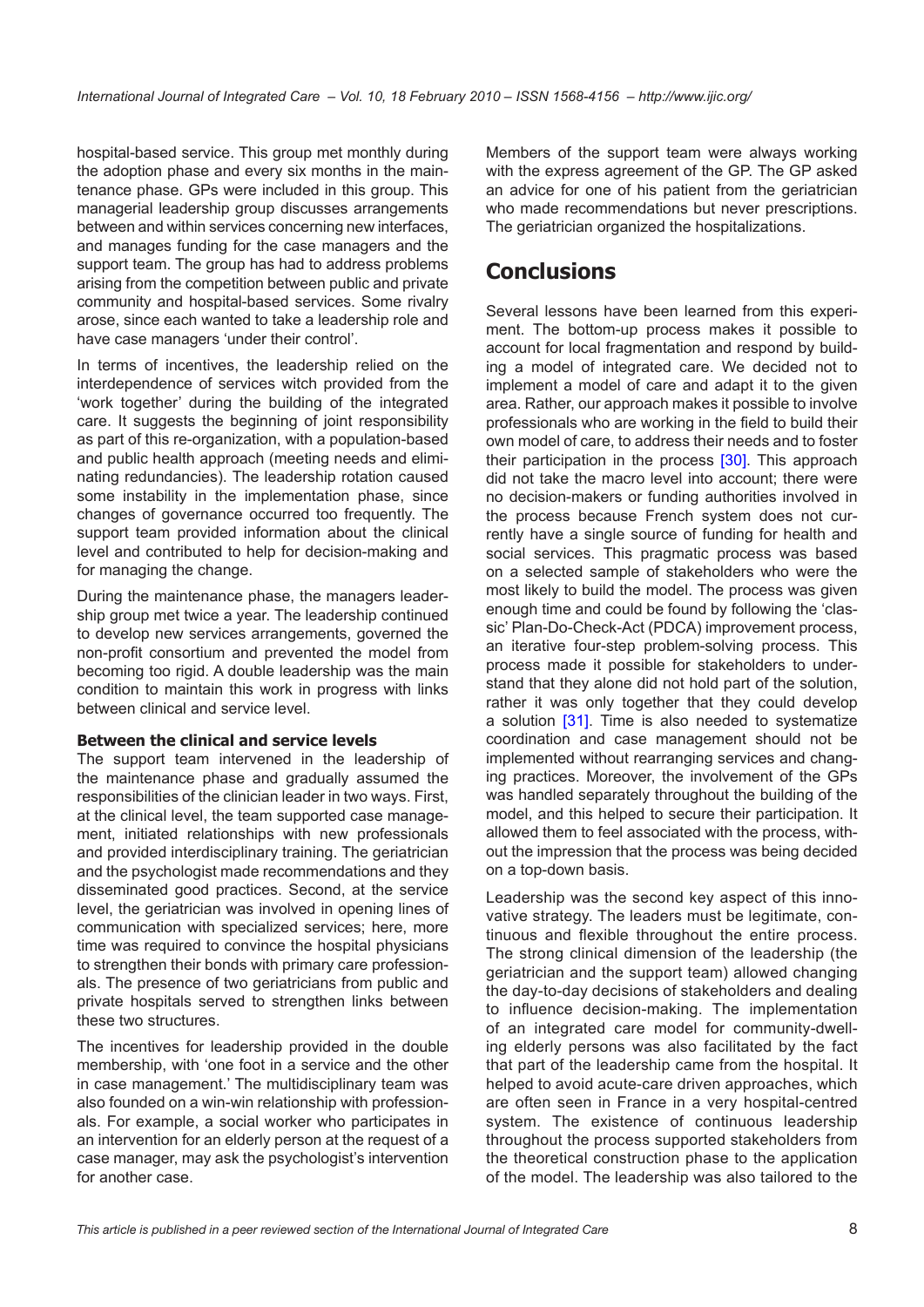hospital-based service. This group met monthly during the adoption phase and every six months in the maintenance phase. GPs were included in this group. This managerial leadership group discusses arrangements between and within services concerning new interfaces, and manages funding for the case managers and the support team. The group has had to address problems arising from the competition between public and private community and hospital-based services. Some rivalry arose, since each wanted to take a leadership role and have case managers 'under their control'.

In terms of incentives, the leadership relied on the interdependence of services witch provided from the 'work together' during the building of the integrated care. It suggests the beginning of joint responsibility as part of this re-organization, with a population-based and public health approach (meeting needs and eliminating redundancies). The leadership rotation caused some instability in the implementation phase, since changes of governance occurred too frequently. The support team provided information about the clinical level and contributed to help for decision-making and for managing the change.

During the maintenance phase, the managers leadership group met twice a year. The leadership continued to develop new services arrangements, governed the non-profit consortium and prevented the model from becoming too rigid. A double leadership was the main condition to maintain this work in progress with links between clinical and service level.

#### Between the clinical and service levels

The support team intervened in the leadership of the maintenance phase and gradually assumed the responsibilities of the clinician leader in two ways. First, at the clinical level, the team supported case management, initiated relationships with new professionals and provided interdisciplinary training. The geriatrician and the psychologist made recommendations and they disseminated good practices. Second, at the service level, the geriatrician was involved in opening lines of communication with specialized services; here, more time was required to convince the hospital physicians to strengthen their bonds with primary care professionals. The presence of two geriatricians from public and private hospitals served to strengthen links between these two structures.

The incentives for leadership provided in the double membership, with 'one foot in a service and the other in case management.' The multidisciplinary team was also founded on a win-win relationship with professionals. For example, a social worker who participates in an intervention for an elderly person at the request of a case manager, may ask the psychologist's intervention for another case.

Members of the support team were always working with the express agreement of the GP. The GP asked an advice for one of his patient from the geriatrician who made recommendations but never prescriptions. The geriatrician organized the hospitalizations.

## Conclusions

Several lessons have been learned from this experiment. The bottom-up process makes it possible to account for local fragmentation and respond by building a model of integrated care. We decided not to implement a model of care and adapt it to the given area. Rather, our approach makes it possible to involve professionals who are working in the field to build their own model of care, to address their needs and to foster their participation in the process [30]. This approach did not take the macro level into account; there were no decision-makers or funding authorities involved in the process because French system does not currently have a single source of funding for health and social services. This pragmatic process was based on a selected sample of stakeholders who were the most likely to build the model. The process was given enough time and could be found by following the 'classic' Plan-Do-Check-Act (PDCA) improvement process, an iterative four-step problem-solving process. This process made it possible for stakeholders to understand that they alone did not hold part of the solution, rather it was only together that they could develop a solution [31]. Time is also needed to systematize coordination and case management should not be implemented without rearranging services and changing practices. Moreover, the involvement of the GPs was handled separately throughout the building of the model, and this helped to secure their participation. It allowed them to feel associated with the process, without the impression that the process was being decided on a top-down basis.

Leadership was the second key aspect of this innovative strategy. The leaders must be legitimate, continuous and flexible throughout the entire process. The strong clinical dimension of the leadership (the geriatrician and the support team) allowed changing the day-to-day decisions of stakeholders and dealing to influence decision-making. The implementation of an integrated care model for community-dwelling elderly persons was also facilitated by the fact that part of the leadership came from the hospital. It helped to avoid acute-care driven approaches, which are often seen in France in a very hospital-centred system. The existence of continuous leadership throughout the process supported stakeholders from the theoretical construction phase to the application of the model. The leadership was also tailored to the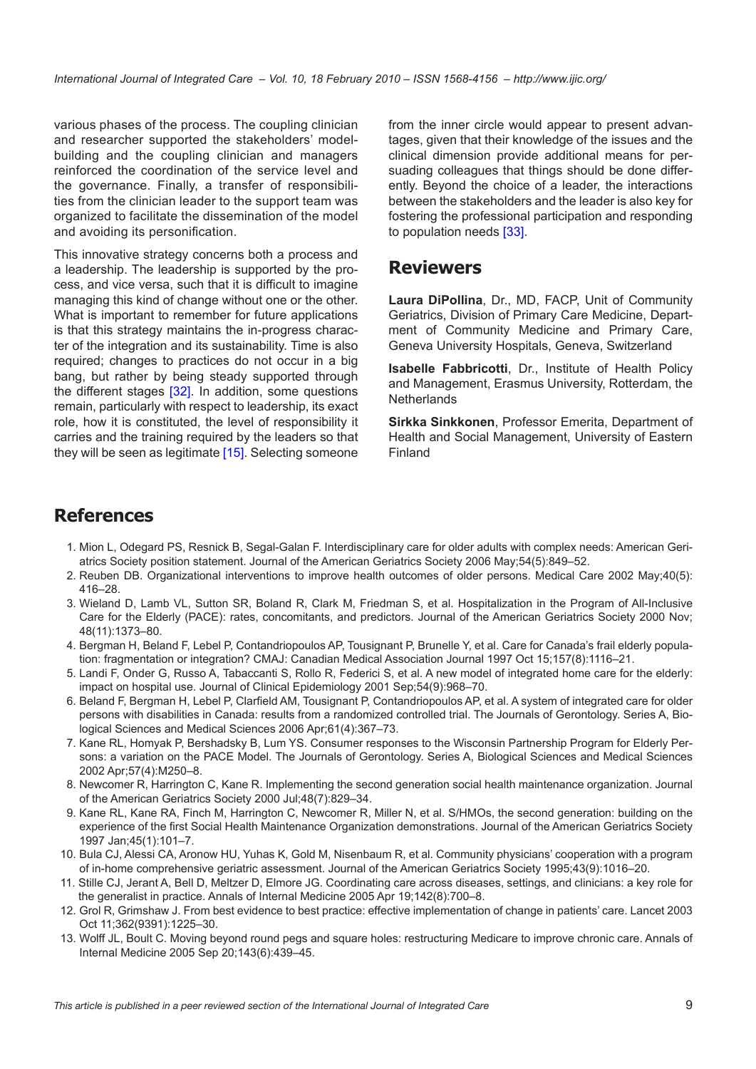various phases of the process. The coupling clinician and researcher supported the stakeholders' model-building and the coupling clinician and managers reinforced the coordination of the service level and the governance. Finally, a transfer of responsibilities from the clinician leader to the support team was organized to facilitate the dissemination of the model and avoiding its personification.

This innovative strategy concerns both a process and a leadership. The leadership is supported by the process, and vice versa, such that it is difficult to imagine managing this kind of change without one or the other. What is important to remember for future applications is that this strategy maintains the in-progress character of the integration and its sustainability. Time is also required; changes to practices do not occur in a big bang, but rather by being steady supported through the different stages [32]. In addition, some questions remain, particularly with respect to leadership, its exact role, how it is constituted, the level of responsibility it carries and the training required by the leaders so that they will be seen as legitimate [15]. Selecting someone from the inner circle would appear to present advantages, given that their knowledge of the issues and the clinical dimension provide additional means for persuading colleagues that things should be done differently. Beyond the choice of a leader, the interactions between the stakeholders and the leader is also key for fostering the professional participation and responding to population needs [33].

## Reviewers

**Laura DiPollina**, Dr., MD, FACP, Unit of Community Geriatrics, Division of Primary Care Medicine, Department of Community Medicine and Primary Care, Geneva University Hospitals, Geneva, Switzerland

**Isabelle Fabbricotti**, Dr., Institute of Health Policy and Management, Erasmus University, Rotterdam, the Netherlands

**Sirkka Sinkkonen**, Professor Emerita, Department of Health and Social Management, University of Eastern Finland

## References

1. Mion L, Odegard PS, Resnick B, Segal-Galan F. Interdisciplinary care for older adults with complex needs: American Geriatrics Society position statement. Journal of the American Geriatrics Society 2006 May;54(5):849–52.
2. Reuben DB. Organizational interventions to improve health outcomes of older persons. Medical Care 2002 May;40(5): 416–28.
3. Wieland D, Lamb VL, Sutton SR, Boland R, Clark M, Friedman S, et al. Hospitalization in the Program of All-Inclusive Care for the Elderly (PACE): rates, concomitants, and predictors. Journal of the American Geriatrics Society 2000 Nov; 48(11):1373–80.
4. Bergman H, Beland F, Lebel P, Contandriopoulos AP, Tousignant P, Brunelle Y, et al. Care for Canada's frail elderly population: fragmentation or integration? CMAJ: Canadian Medical Association Journal 1997 Oct 15;157(8):1116–21.
5. Landi F, Onder G, Russo A, Tabaccanti S, Rollo R, Federici S, et al. A new model of integrated home care for the elderly: impact on hospital use. Journal of Clinical Epidemiology 2001 Sep;54(9):968–70.
6. Beland F, Bergman H, Lebel P, Clarfield AM, Tousignant P, Contandriopoulos AP, et al. A system of integrated care for older persons with disabilities in Canada: results from a randomized controlled trial. The Journals of Gerontology. Series A, Biological Sciences and Medical Sciences 2006 Apr;61(4):367–73.
7. Kane RL, Homyak P, Bershadsky B, Lum YS. Consumer responses to the Wisconsin Partnership Program for Elderly Persons: a variation on the PACE Model. The Journals of Gerontology. Series A, Biological Sciences and Medical Sciences 2002 Apr;57(4):M250–8.
8. Newcomer R, Harrington C, Kane R. Implementing the second generation social health maintenance organization. Journal of the American Geriatrics Society 2000 Jul;48(7):829–34.
9. Kane RL, Kane RA, Finch M, Harrington C, Newcomer R, Miller N, et al. S/HMOs, the second generation: building on the experience of the first Social Health Maintenance Organization demonstrations. Journal of the American Geriatrics Society 1997 Jan;45(1):101–7.
10. Bula CJ, Alessi CA, Aronow HU, Yuhas K, Gold M, Nisenbaum R, et al. Community physicians' cooperation with a program of in-home comprehensive geriatric assessment. Journal of the American Geriatrics Society 1995;43(9):1016–20.
11. Stille CJ, Jerant A, Bell D, Meltzer D, Elmore JG. Coordinating care across diseases, settings, and clinicians: a key role for the generalist in practice. Annals of Internal Medicine 2005 Apr 19;142(8):700–8.
12. Grol R, Grimshaw J. From best evidence to best practice: effective implementation of change in patients' care. Lancet 2003 Oct 11;362(9391):1225–30.
13. Wolff JL, Boult C. Moving beyond round pegs and square holes: restructuring Medicare to improve chronic care. Annals of Internal Medicine 2005 Sep 20;143(6):439–45.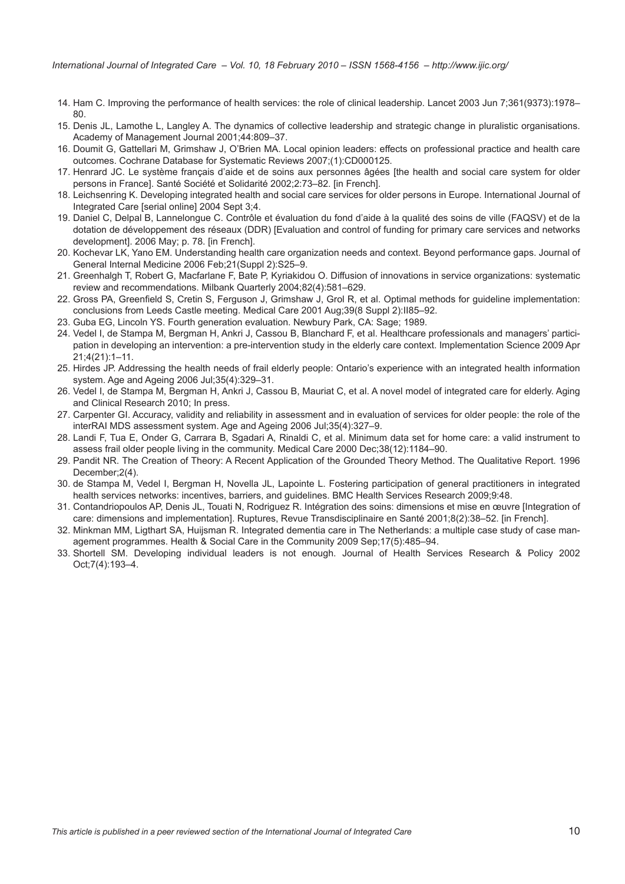14. Ham C. Improving the performance of health services: the role of clinical leadership. Lancet 2003 Jun 7;361(9373):1978–80.
15. Denis JL, Lamothe L, Langley A. The dynamics of collective leadership and strategic change in pluralistic organisations. Academy of Management Journal 2001;44:809–37.
16. Doumit G, Gattellari M, Grimshaw J, O'Brien MA. Local opinion leaders: effects on professional practice and health care outcomes. Cochrane Database for Systematic Reviews 2007;(1):CD000125.
17. Henrard JC. Le système français d'aide et de soins aux personnes âgées [the health and social care system for older persons in France]. Santé Société et Solidarité 2002;2:73–82. [in French].
18. Leichsenring K. Developing integrated health and social care services for older persons in Europe. International Journal of Integrated Care [serial online] 2004 Sept 3;4.
19. Daniel C, Delpal B, Lannelongue C. Contrôle et évaluation du fond d'aide à la qualité des soins de ville (FAQSV) et de la dotation de développement des réseaux (DDR) [Evaluation and control of funding for primary care services and networks development]. 2006 May; p. 78. [in French].
20. Kochevar LK, Yano EM. Understanding health care organization needs and context. Beyond performance gaps. Journal of General Internal Medicine 2006 Feb;21(Suppl 2):S25–9.
21. Greenhalgh T, Robert G, Macfarlane F, Bate P, Kyriakidou O. Diffusion of innovations in service organizations: systematic review and recommendations. Milbank Quarterly 2004;82(4):581–629.
22. Gross PA, Greenfield S, Cretin S, Ferguson J, Grimshaw J, Grol R, et al. Optimal methods for guideline implementation: conclusions from Leeds Castle meeting. Medical Care 2001 Aug;39(8 Suppl 2):II85–92.
23. Guba EG, Lincoln YS. Fourth generation evaluation. Newbury Park, CA: Sage; 1989.
24. Vedel I, de Stampa M, Bergman H, Ankri J, Cassou B, Blanchard F, et al. Healthcare professionals and managers' participation in developing an intervention: a pre-intervention study in the elderly care context. Implementation Science 2009 Apr 21;4(21):1–11.
25. Hirdes JP. Addressing the health needs of frail elderly people: Ontario's experience with an integrated health information system. Age and Ageing 2006 Jul;35(4):329–31.
26. Vedel I, de Stampa M, Bergman H, Ankri J, Cassou B, Mauriat C, et al. A novel model of integrated care for elderly. Aging and Clinical Research 2010; In press.
27. Carpenter GI. Accuracy, validity and reliability in assessment and in evaluation of services for older people: the role of the interRAI MDS assessment system. Age and Ageing 2006 Jul;35(4):327–9.
28. Landi F, Tua E, Onder G, Carrara B, Sgadari A, Rinaldi C, et al. Minimum data set for home care: a valid instrument to assess frail older people living in the community. Medical Care 2000 Dec;38(12):1184–90.
29. Pandit NR. The Creation of Theory: A Recent Application of the Grounded Theory Method. The Qualitative Report. 1996 December;2(4).
30. de Stampa M, Vedel I, Bergman H, Novella JL, Lapointe L. Fostering participation of general practitioners in integrated health services networks: incentives, barriers, and guidelines. BMC Health Services Research 2009;9:48.
31. Contandriopoulos AP, Denis JL, Touati N, Rodriguez R. Intégration des soins: dimensions et mise en œuvre [Integration of care: dimensions and implementation]. Ruptures, Revue Transdisciplinaire en Santé 2001;8(2):38–52. [in French].
32. Minkman MM, Ligthart SA, Huijsman R. Integrated dementia care in The Netherlands: a multiple case study of case management programmes. Health & Social Care in the Community 2009 Sep;17(5):485–94.
33. Shortell SM. Developing individual leaders is not enough. Journal of Health Services Research & Policy 2002 Oct;7(4):193–4.